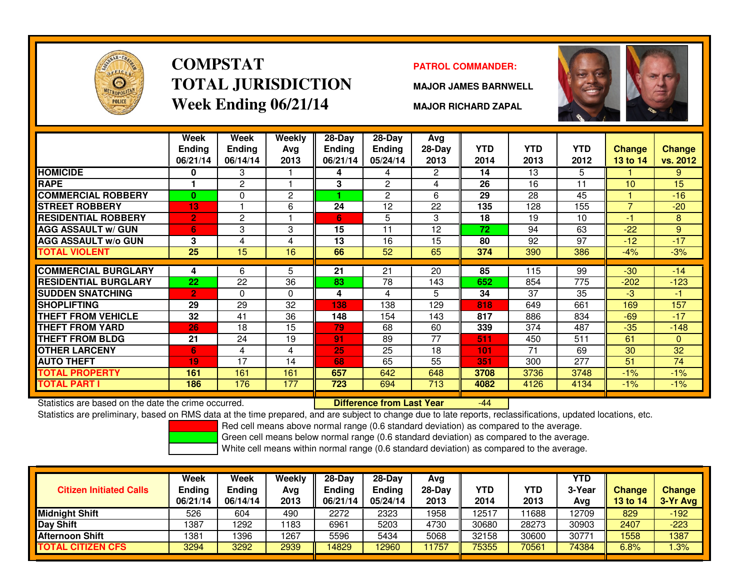# COMPSTAT
# TOTAL JURISDICTION
# Week Ending 06/21/14

**PATROL COMMANDER:**

**MAJOR JAMES BARNWELL**

**MAJOR RICHARD ZAPAL**

| | Week Ending 06/21/14 | Week Ending 06/14/14 | Weekly Avg 2013 | 28-Day Ending 06/21/14 | 28-Day Ending 05/24/14 | Avg 28-Day 2013 | YTD 2014 | YTD 2013 | YTD 2012 | Change 13 to 14 | Change vs. 2012 |
|---|---|---|---|---|---|---|---|---|---|---|---|
| HOMICIDE | 0 | 3 | 1 | 4 | 4 | 2 | 14 | 13 | 5 | 1 | 9 |
| RAPE | 1 | 2 | 1 | 3 | 2 | 4 | 26 | 16 | 11 | 10 | 15 |
| COMMERCIAL ROBBERY | 0 | 0 | 2 | 1 | 2 | 6 | 29 | 28 | 45 | 1 | -16 |
| STREET ROBBERY | 13 | 1 | 6 | 24 | 12 | 22 | 135 | 128 | 155 | 7 | -20 |
| RESIDENTIAL ROBBERY | 2 | 2 | 1 | 6 | 5 | 3 | 18 | 19 | 10 | -1 | 8 |
| AGG ASSAULT w/ GUN | 6 | 3 | 3 | 15 | 11 | 12 | 72 | 94 | 63 | -22 | 9 |
| AGG ASSAULT w/o GUN | 3 | 4 | 4 | 13 | 16 | 15 | 80 | 92 | 97 | -12 | -17 |
| TOTAL VIOLENT | 25 | 15 | 16 | 66 | 52 | 65 | 374 | 390 | 386 | -4% | -3% |
| COMMERCIAL BURGLARY | 4 | 6 | 5 | 21 | 21 | 20 | 85 | 115 | 99 | -30 | -14 |
| RESIDENTIAL BURGLARY | 22 | 22 | 36 | 83 | 78 | 143 | 652 | 854 | 775 | -202 | -123 |
| SUDDEN SNATCHING | 2 | 0 | 0 | 4 | 4 | 5 | 34 | 37 | 35 | -3 | -1 |
| SHOPLIFTING | 29 | 29 | 32 | 138 | 138 | 129 | 818 | 649 | 661 | 169 | 157 |
| THEFT FROM VEHICLE | 32 | 41 | 36 | 148 | 154 | 143 | 817 | 886 | 834 | -69 | -17 |
| THEFT FROM YARD | 26 | 18 | 15 | 79 | 68 | 60 | 339 | 374 | 487 | -35 | -148 |
| THEFT FROM BLDG | 21 | 24 | 19 | 91 | 89 | 77 | 511 | 450 | 511 | 61 | 0 |
| OTHER LARCENY | 6 | 4 | 4 | 25 | 25 | 18 | 101 | 71 | 69 | 30 | 32 |
| AUTO THEFT | 19 | 17 | 14 | 68 | 65 | 55 | 351 | 300 | 277 | 51 | 74 |
| TOTAL PROPERTY | 161 | 161 | 161 | 657 | 642 | 648 | 3708 | 3736 | 3748 | -1% | -1% |
| TOTAL PART I | 186 | 176 | 177 | 723 | 694 | 713 | 4082 | 4126 | 4134 | -1% | -1% |

Statistics are based on the date the crime occurred. **Difference from Last Year** -44

Statistics are preliminary, based on RMS data at the time prepared, and are subject to change due to late reports, reclassifications, updated locations, etc.

Red cell means above normal range (0.6 standard deviation) as compared to the average.
Green cell means below normal range (0.6 standard deviation) as compared to the average.
White cell means within normal range (0.6 standard deviation) as compared to the average.

| Citizen Initiated Calls | Week Ending 06/21/14 | Week Ending 06/14/14 | Weekly Avg 2013 | 28-Day Ending 06/21/14 | 28-Day Ending 05/24/14 | Avg 28-Day 2013 | YTD 2014 | YTD 2013 | YTD 3-Year Avg | Change 13 to 14 | Change 3-Yr Avg |
|---|---|---|---|---|---|---|---|---|---|---|---|
| Midnight Shift | 526 | 604 | 490 | 2272 | 2323 | 1958 | 12517 | 11688 | 12709 | 829 | -192 |
| Day Shift | 1387 | 1292 | 1183 | 6961 | 5203 | 4730 | 30680 | 28273 | 30903 | 2407 | -223 |
| Afternoon Shift | 1381 | 1396 | 1267 | 5596 | 5434 | 5068 | 32158 | 30600 | 30771 | 1558 | 1387 |
| TOTAL CITIZEN CFS | 3294 | 3292 | 2939 | 14829 | 12960 | 11757 | 75355 | 70561 | 74384 | 6.8% | 1.3% |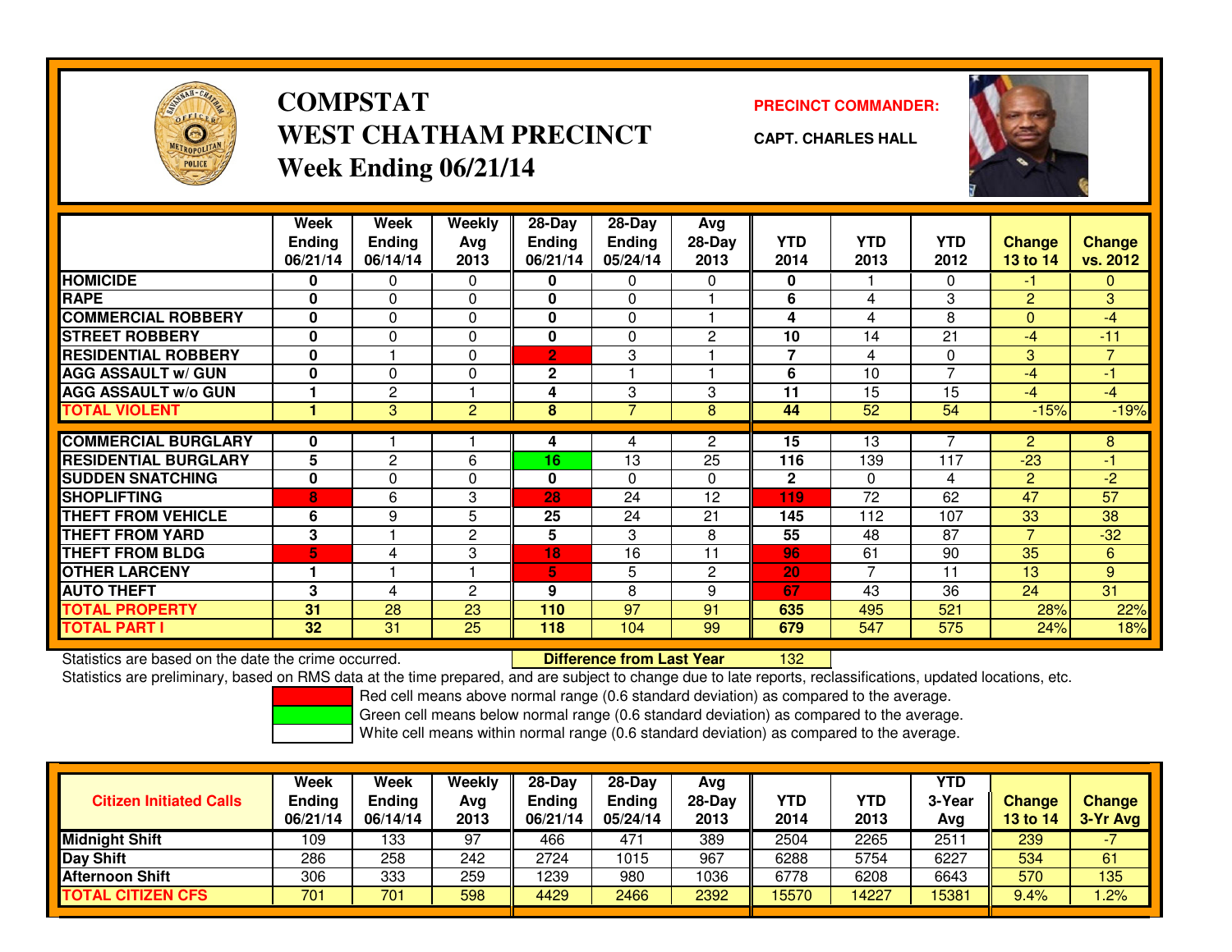# COMPSTAT
## WEST CHATHAM PRECINCT
## Week Ending 06/21/14

**PRECINCT COMMANDER:**

**CAPT. CHARLES HALL**

| | Week Ending 06/21/14 | Week Ending 06/14/14 | Weekly Avg 2013 | 28-Day Ending 06/21/14 | 28-Day Ending 05/24/14 | Avg 28-Day 2013 | YTD 2014 | YTD 2013 | YTD 2012 | Change 13 to 14 | Change vs. 2012 |
|---|---|---|---|---|---|---|---|---|---|---|---|
| HOMICIDE | 0 | 0 | 0 | 0 | 0 | 0 | 0 | 1 | 0 | -1 | 0 |
| RAPE | 0 | 0 | 0 | 0 | 0 | 1 | 6 | 4 | 3 | 2 | 3 |
| COMMERCIAL ROBBERY | 0 | 0 | 0 | 0 | 0 | 1 | 4 | 4 | 8 | 0 | -4 |
| STREET ROBBERY | 0 | 0 | 0 | 0 | 0 | 2 | 10 | 14 | 21 | -4 | -11 |
| RESIDENTIAL ROBBERY | 0 | 1 | 0 | 2 | 3 | 1 | 7 | 4 | 0 | 3 | 7 |
| AGG ASSAULT w/ GUN | 0 | 0 | 0 | 2 | 1 | 1 | 6 | 10 | 7 | -4 | -1 |
| AGG ASSAULT w/o GUN | 1 | 2 | 1 | 4 | 3 | 3 | 11 | 15 | 15 | -4 | -4 |
| TOTAL VIOLENT | 1 | 3 | 2 | 8 | 7 | 8 | 44 | 52 | 54 | -15% | -19% |
| COMMERCIAL BURGLARY | 0 | 1 | 1 | 4 | 4 | 2 | 15 | 13 | 7 | 2 | 8 |
| RESIDENTIAL BURGLARY | 5 | 2 | 6 | 16 | 13 | 25 | 116 | 139 | 117 | -23 | -1 |
| SUDDEN SNATCHING | 0 | 0 | 0 | 0 | 0 | 0 | 2 | 0 | 4 | 2 | -2 |
| SHOPLIFTING | 8 | 6 | 3 | 28 | 24 | 12 | 119 | 72 | 62 | 47 | 57 |
| THEFT FROM VEHICLE | 6 | 9 | 5 | 25 | 24 | 21 | 145 | 112 | 107 | 33 | 38 |
| THEFT FROM YARD | 3 | 1 | 2 | 5 | 3 | 8 | 55 | 48 | 87 | 7 | -32 |
| THEFT FROM BLDG | 5 | 4 | 3 | 18 | 16 | 11 | 96 | 61 | 90 | 35 | 6 |
| OTHER LARCENY | 1 | 1 | 1 | 5 | 5 | 2 | 20 | 7 | 11 | 13 | 9 |
| AUTO THEFT | 3 | 4 | 2 | 9 | 8 | 9 | 67 | 43 | 36 | 24 | 31 |
| TOTAL PROPERTY | 31 | 28 | 23 | 110 | 97 | 91 | 635 | 495 | 521 | 28% | 22% |
| TOTAL PART I | 32 | 31 | 25 | 118 | 104 | 99 | 679 | 547 | 575 | 24% | 18% |

Statistics are based on the date the crime occurred. **Difference from Last Year** 132

Statistics are preliminary, based on RMS data at the time prepared, and are subject to change due to late reports, reclassifications, updated locations, etc.

Red cell means above normal range (0.6 standard deviation) as compared to the average.
Green cell means below normal range (0.6 standard deviation) as compared to the average.
White cell means within normal range (0.6 standard deviation) as compared to the average.

| Citizen Initiated Calls | Week Ending 06/21/14 | Week Ending 06/14/14 | Weekly Avg 2013 | 28-Day Ending 06/21/14 | 28-Day Ending 05/24/14 | Avg 28-Day 2013 | YTD 2014 | YTD 2013 | YTD 3-Year Avg | Change 13 to 14 | Change 3-Yr Avg |
|---|---|---|---|---|---|---|---|---|---|---|---|
| Midnight Shift | 109 | 133 | 97 | 466 | 471 | 389 | 2504 | 2265 | 2511 | 239 | -7 |
| Day Shift | 286 | 258 | 242 | 2724 | 1015 | 967 | 6288 | 5754 | 6227 | 534 | 61 |
| Afternoon Shift | 306 | 333 | 259 | 1239 | 980 | 1036 | 6778 | 6208 | 6643 | 570 | 135 |
| TOTAL CITIZEN CFS | 701 | 701 | 598 | 4429 | 2466 | 2392 | 15570 | 14227 | 15381 | 9.4% | 1.2% |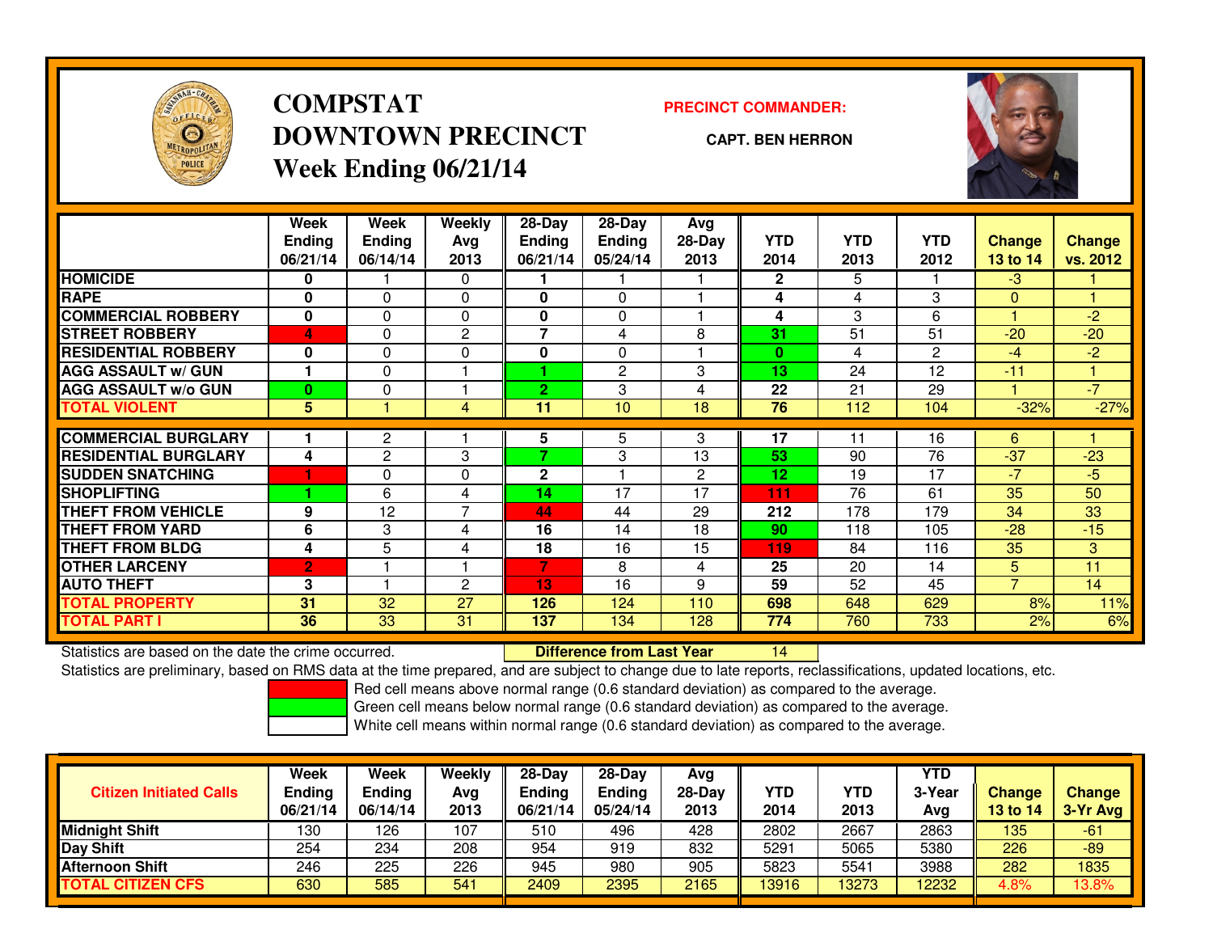# COMPSTAT
# DOWNTOWN PRECINCT
## Week Ending 06/21/14

**PRECINCT COMMANDER:**

**CAPT. BEN HERRON**

| | Week Ending 06/21/14 | Week Ending 06/14/14 | Weekly Avg 2013 | 28-Day Ending 06/21/14 | 28-Day Ending 05/24/14 | Avg 28-Day 2013 | YTD 2014 | YTD 2013 | YTD 2012 | Change 13 to 14 | Change vs. 2012 |
|---|---|---|---|---|---|---|---|---|---|---|---|
| HOMICIDE | 0 | 1 | 0 | 1 | 1 | 1 | 2 | 5 | 1 | -3 | 1 |
| RAPE | 0 | 0 | 0 | 0 | 0 | 1 | 4 | 4 | 3 | 0 | 1 |
| COMMERCIAL ROBBERY | 0 | 0 | 0 | 0 | 0 | 1 | 4 | 3 | 6 | 1 | -2 |
| STREET ROBBERY | 4 | 0 | 2 | 7 | 4 | 8 | 31 | 51 | 51 | -20 | -20 |
| RESIDENTIAL ROBBERY | 0 | 0 | 0 | 0 | 0 | 1 | 0 | 4 | 2 | -4 | -2 |
| AGG ASSAULT w/ GUN | 1 | 0 | 1 | 1 | 2 | 3 | 13 | 24 | 12 | -11 | 1 |
| AGG ASSAULT w/o GUN | 0 | 0 | 1 | 2 | 3 | 4 | 22 | 21 | 29 | 1 | -7 |
| TOTAL VIOLENT | 5 | 1 | 4 | 11 | 10 | 18 | 76 | 112 | 104 | -32% | -27% |
| COMMERCIAL BURGLARY | 1 | 2 | 1 | 5 | 5 | 3 | 17 | 11 | 16 | 6 | 1 |
| RESIDENTIAL BURGLARY | 4 | 2 | 3 | 7 | 3 | 13 | 53 | 90 | 76 | -37 | -23 |
| SUDDEN SNATCHING | 1 | 0 | 0 | 2 | 1 | 2 | 12 | 19 | 17 | -7 | -5 |
| SHOPLIFTING | 1 | 6 | 4 | 14 | 17 | 17 | 111 | 76 | 61 | 35 | 50 |
| THEFT FROM VEHICLE | 9 | 12 | 7 | 44 | 44 | 29 | 212 | 178 | 179 | 34 | 33 |
| THEFT FROM YARD | 6 | 3 | 4 | 16 | 14 | 18 | 90 | 118 | 105 | -28 | -15 |
| THEFT FROM BLDG | 4 | 5 | 4 | 18 | 16 | 15 | 119 | 84 | 116 | 35 | 3 |
| OTHER LARCENY | 2 | 1 | 1 | 7 | 8 | 4 | 25 | 20 | 14 | 5 | 11 |
| AUTO THEFT | 3 | 1 | 2 | 13 | 16 | 9 | 59 | 52 | 45 | 7 | 14 |
| TOTAL PROPERTY | 31 | 32 | 27 | 126 | 124 | 110 | 698 | 648 | 629 | 8% | 11% |
| TOTAL PART I | 36 | 33 | 31 | 137 | 134 | 128 | 774 | 760 | 733 | 2% | 6% |

Statistics are based on the date the crime occurred. **Difference from Last Year** 14

Statistics are preliminary, based on RMS data at the time prepared, and are subject to change due to late reports, reclassifications, updated locations, etc.

Red cell means above normal range (0.6 standard deviation) as compared to the average.
Green cell means below normal range (0.6 standard deviation) as compared to the average.
White cell means within normal range (0.6 standard deviation) as compared to the average.

| Citizen Initiated Calls | Week Ending 06/21/14 | Week Ending 06/14/14 | Weekly Avg 2013 | 28-Day Ending 06/21/14 | 28-Day Ending 05/24/14 | Avg 28-Day 2013 | YTD 2014 | YTD 2013 | YTD 3-Year Avg | Change 13 to 14 | Change 3-Yr Avg |
|---|---|---|---|---|---|---|---|---|---|---|---|
| Midnight Shift | 130 | 126 | 107 | 510 | 496 | 428 | 2802 | 2667 | 2863 | 135 | -61 |
| Day Shift | 254 | 234 | 208 | 954 | 919 | 832 | 5291 | 5065 | 5380 | 226 | -89 |
| Afternoon Shift | 246 | 225 | 226 | 945 | 980 | 905 | 5823 | 5541 | 3988 | 282 | 1835 |
| TOTAL CITIZEN CFS | 630 | 585 | 541 | 2409 | 2395 | 2165 | 13916 | 13273 | 12232 | 4.8% | 13.8% |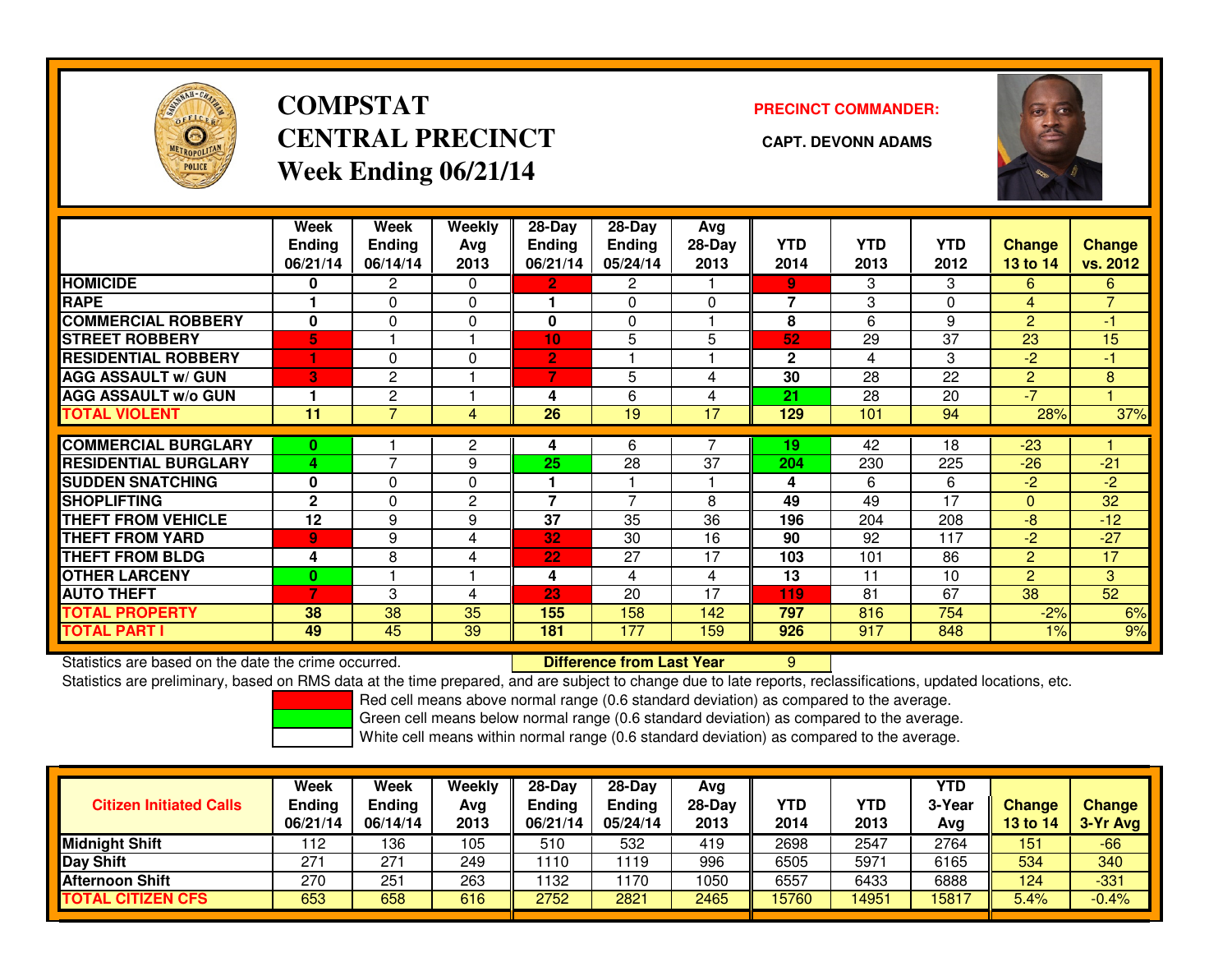# COMPSTAT
# CENTRAL PRECINCT
## Week Ending 06/21/14

**PRECINCT COMMANDER:**

**CAPT. DEVONN ADAMS**

| | Week Ending 06/21/14 | Week Ending 06/14/14 | Weekly Avg 2013 | 28-Day Ending 06/21/14 | 28-Day Ending 05/24/14 | Avg 28-Day 2013 | YTD 2014 | YTD 2013 | YTD 2012 | Change 13 to 14 | Change vs. 2012 |
|---|---|---|---|---|---|---|---|---|---|---|---|
| HOMICIDE | 0 | 2 | 0 | 2 | 2 | 1 | 9 | 3 | 3 | 6 | 6 |
| RAPE | 1 | 0 | 0 | 1 | 0 | 0 | 7 | 3 | 0 | 4 | 7 |
| COMMERCIAL ROBBERY | 0 | 0 | 0 | 0 | 0 | 1 | 8 | 6 | 9 | 2 | -1 |
| STREET ROBBERY | 5 | 1 | 1 | 10 | 5 | 5 | 52 | 29 | 37 | 23 | 15 |
| RESIDENTIAL ROBBERY | 1 | 0 | 0 | 2 | 1 | 1 | 2 | 4 | 3 | -2 | -1 |
| AGG ASSAULT w/ GUN | 3 | 2 | 1 | 7 | 5 | 4 | 30 | 28 | 22 | 2 | 8 |
| AGG ASSAULT w/o GUN | 1 | 2 | 1 | 4 | 6 | 4 | 21 | 28 | 20 | -7 | 1 |
| TOTAL VIOLENT | 11 | 7 | 4 | 26 | 19 | 17 | 129 | 101 | 94 | 28% | 37% |
| COMMERCIAL BURGLARY | 0 | 1 | 2 | 4 | 6 | 7 | 19 | 42 | 18 | -23 | 1 |
| RESIDENTIAL BURGLARY | 4 | 7 | 9 | 25 | 28 | 37 | 204 | 230 | 225 | -26 | -21 |
| SUDDEN SNATCHING | 0 | 0 | 0 | 1 | 1 | 1 | 4 | 6 | 6 | -2 | -2 |
| SHOPLIFTING | 2 | 0 | 2 | 7 | 7 | 8 | 49 | 49 | 17 | 0 | 32 |
| THEFT FROM VEHICLE | 12 | 9 | 9 | 37 | 35 | 36 | 196 | 204 | 208 | -8 | -12 |
| THEFT FROM YARD | 9 | 9 | 4 | 32 | 30 | 16 | 90 | 92 | 117 | -2 | -27 |
| THEFT FROM BLDG | 4 | 8 | 4 | 22 | 27 | 17 | 103 | 101 | 86 | 2 | 17 |
| OTHER LARCENY | 0 | 1 | 1 | 4 | 4 | 4 | 13 | 11 | 10 | 2 | 3 |
| AUTO THEFT | 7 | 3 | 4 | 23 | 20 | 17 | 119 | 81 | 67 | 38 | 52 |
| TOTAL PROPERTY | 38 | 38 | 35 | 155 | 158 | 142 | 797 | 816 | 754 | -2% | 6% |
| TOTAL PART I | 49 | 45 | 39 | 181 | 177 | 159 | 926 | 917 | 848 | 1% | 9% |

Statistics are based on the date the crime occurred. **Difference from Last Year** 9

Statistics are preliminary, based on RMS data at the time prepared, and are subject to change due to late reports, reclassifications, updated locations, etc.

Red cell means above normal range (0.6 standard deviation) as compared to the average.
Green cell means below normal range (0.6 standard deviation) as compared to the average.
White cell means within normal range (0.6 standard deviation) as compared to the average.

| Citizen Initiated Calls | Week Ending 06/21/14 | Week Ending 06/14/14 | Weekly Avg 2013 | 28-Day Ending 06/21/14 | 28-Day Ending 05/24/14 | Avg 28-Day 2013 | YTD 2014 | YTD 2013 | YTD 3-Year Avg | Change 13 to 14 | Change 3-Yr Avg |
|---|---|---|---|---|---|---|---|---|---|---|---|
| Midnight Shift | 112 | 136 | 105 | 510 | 532 | 419 | 2698 | 2547 | 2764 | 151 | -66 |
| Day Shift | 271 | 271 | 249 | 1110 | 1119 | 996 | 6505 | 5971 | 6165 | 534 | 340 |
| Afternoon Shift | 270 | 251 | 263 | 1132 | 1170 | 1050 | 6557 | 6433 | 6888 | 124 | -331 |
| TOTAL CITIZEN CFS | 653 | 658 | 616 | 2752 | 2821 | 2465 | 15760 | 14951 | 15817 | 5.4% | -0.4% |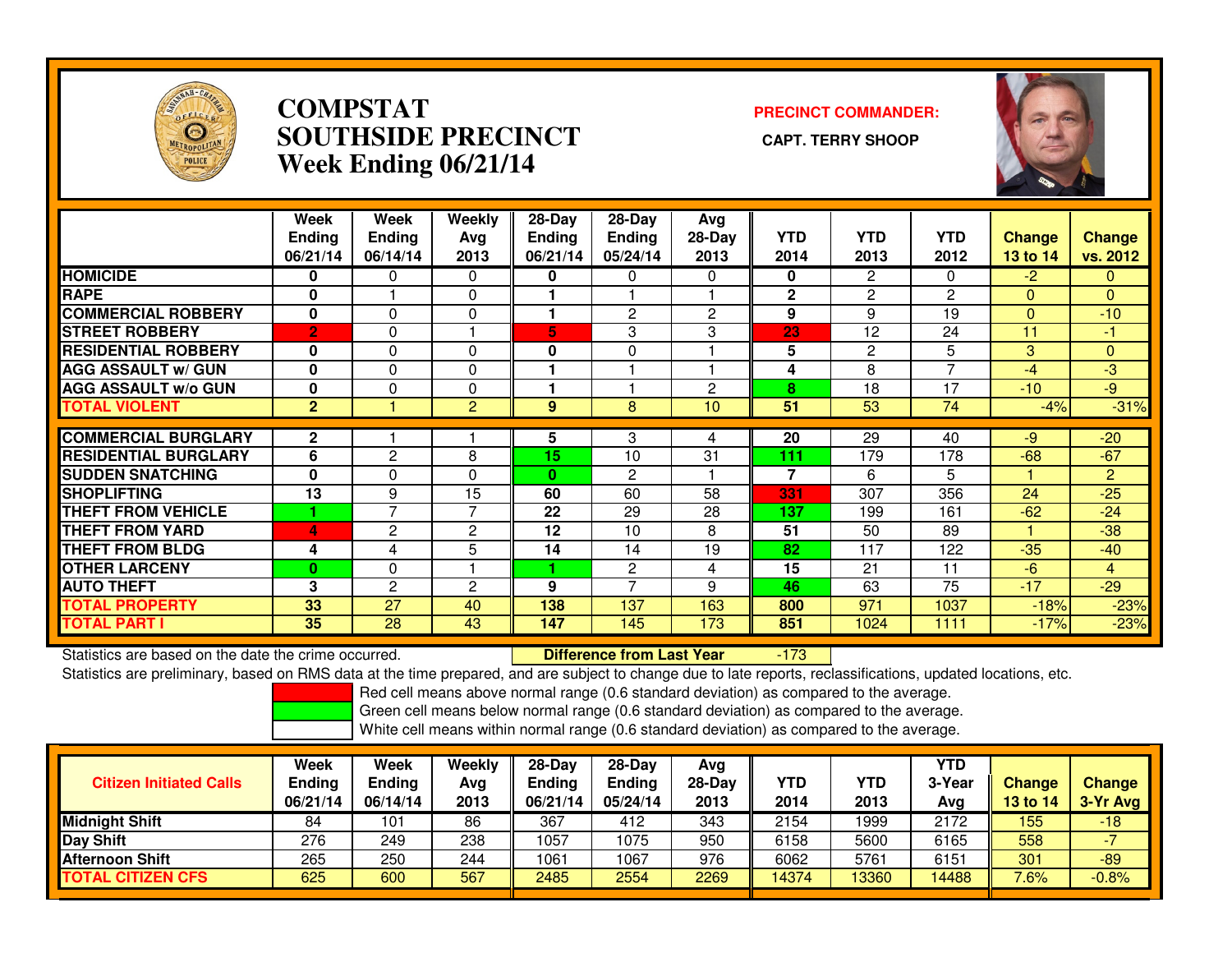# COMPSTAT
# SOUTHSIDE PRECINCT
# Week Ending 06/21/14

**PRECINCT COMMANDER:**

**CAPT. TERRY SHOOP**

| | Week Ending 06/21/14 | Week Ending 06/14/14 | Weekly Avg 2013 | 28-Day Ending 06/21/14 | 28-Day Ending 05/24/14 | Avg 28-Day 2013 | YTD 2014 | YTD 2013 | YTD 2012 | Change 13 to 14 | Change vs. 2012 |
|---|---|---|---|---|---|---|---|---|---|---|---|
| HOMICIDE | 0 | 0 | 0 | 0 | 0 | 0 | 0 | 2 | 0 | -2 | 0 |
| RAPE | 0 | 1 | 0 | 1 | 1 | 1 | 2 | 2 | 2 | 0 | 0 |
| COMMERCIAL ROBBERY | 0 | 0 | 0 | 1 | 2 | 2 | 9 | 9 | 19 | 0 | -10 |
| STREET ROBBERY | 2 | 0 | 1 | 5 | 3 | 3 | 23 | 12 | 24 | 11 | -1 |
| RESIDENTIAL ROBBERY | 0 | 0 | 0 | 0 | 0 | 1 | 5 | 2 | 5 | 3 | 0 |
| AGG ASSAULT w/ GUN | 0 | 0 | 0 | 1 | 1 | 1 | 4 | 8 | 7 | -4 | -3 |
| AGG ASSAULT w/o GUN | 0 | 0 | 0 | 1 | 1 | 2 | 8 | 18 | 17 | -10 | -9 |
| TOTAL VIOLENT | 2 | 1 | 2 | 9 | 8 | 10 | 51 | 53 | 74 | -4% | -31% |
| COMMERCIAL BURGLARY | 2 | 1 | 1 | 5 | 3 | 4 | 20 | 29 | 40 | -9 | -20 |
| RESIDENTIAL BURGLARY | 6 | 2 | 8 | 15 | 10 | 31 | 111 | 179 | 178 | -68 | -67 |
| SUDDEN SNATCHING | 0 | 0 | 0 | 0 | 2 | 1 | 7 | 6 | 5 | 1 | 2 |
| SHOPLIFTING | 13 | 9 | 15 | 60 | 60 | 58 | 331 | 307 | 356 | 24 | -25 |
| THEFT FROM VEHICLE | 1 | 7 | 7 | 22 | 29 | 28 | 137 | 199 | 161 | -62 | -24 |
| THEFT FROM YARD | 4 | 2 | 2 | 12 | 10 | 8 | 51 | 50 | 89 | 1 | -38 |
| THEFT FROM BLDG | 4 | 4 | 5 | 14 | 14 | 19 | 82 | 117 | 122 | -35 | -40 |
| OTHER LARCENY | 0 | 0 | 1 | 1 | 2 | 4 | 15 | 21 | 11 | -6 | 4 |
| AUTO THEFT | 3 | 2 | 2 | 9 | 7 | 9 | 46 | 63 | 75 | -17 | -29 |
| TOTAL PROPERTY | 33 | 27 | 40 | 138 | 137 | 163 | 800 | 971 | 1037 | -18% | -23% |
| TOTAL PART I | 35 | 28 | 43 | 147 | 145 | 173 | 851 | 1024 | 1111 | -17% | -23% |

Statistics are based on the date the crime occurred. **Difference from Last Year** -173

Statistics are preliminary, based on RMS data at the time prepared, and are subject to change due to late reports, reclassifications, updated locations, etc.

Red cell means above normal range (0.6 standard deviation) as compared to the average.
Green cell means below normal range (0.6 standard deviation) as compared to the average.
White cell means within normal range (0.6 standard deviation) as compared to the average.

| Citizen Initiated Calls | Week Ending 06/21/14 | Week Ending 06/14/14 | Weekly Avg 2013 | 28-Day Ending 06/21/14 | 28-Day Ending 05/24/14 | Avg 28-Day 2013 | YTD 2014 | YTD 2013 | YTD 3-Year Avg | Change 13 to 14 | Change 3-Yr Avg |
|---|---|---|---|---|---|---|---|---|---|---|---|
| Midnight Shift | 84 | 101 | 86 | 367 | 412 | 343 | 2154 | 1999 | 2172 | 155 | -18 |
| Day Shift | 276 | 249 | 238 | 1057 | 1075 | 950 | 6158 | 5600 | 6165 | 558 | -7 |
| Afternoon Shift | 265 | 250 | 244 | 1061 | 1067 | 976 | 6062 | 5761 | 6151 | 301 | -89 |
| TOTAL CITIZEN CFS | 625 | 600 | 567 | 2485 | 2554 | 2269 | 14374 | 13360 | 14488 | 7.6% | -0.8% |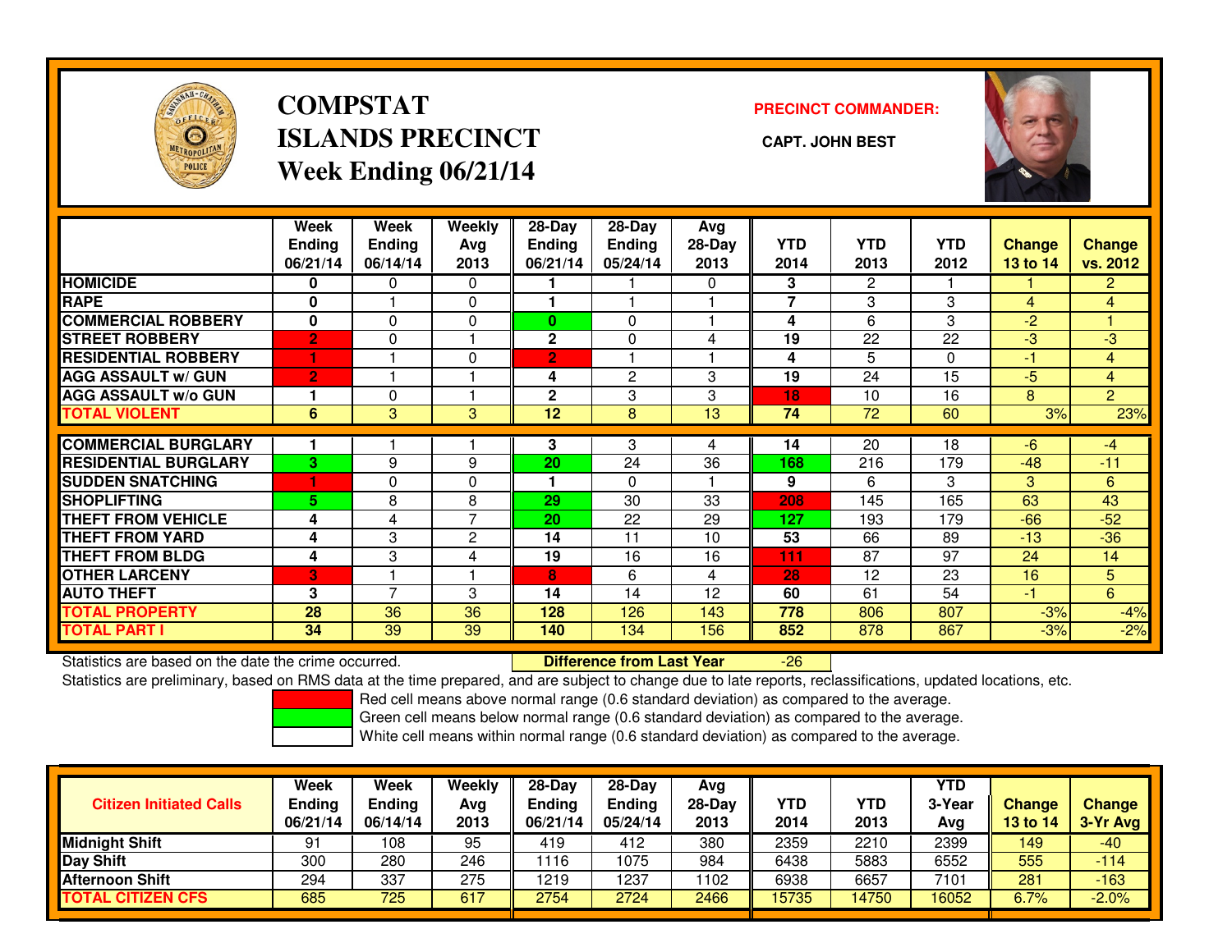# COMPSTAT
# ISLANDS PRECINCT
## Week Ending 06/21/14

**PRECINCT COMMANDER:**

**CAPT. JOHN BEST**

| | Week Ending 06/21/14 | Week Ending 06/14/14 | Weekly Avg 2013 | 28-Day Ending 06/21/14 | 28-Day Ending 05/24/14 | Avg 28-Day 2013 | YTD 2014 | YTD 2013 | YTD 2012 | Change 13 to 14 | Change vs. 2012 |
|---|---|---|---|---|---|---|---|---|---|---|---|
| HOMICIDE | 0 | 0 | 0 | 1 | 1 | 0 | 3 | 2 | 1 | 1 | 2 |
| RAPE | 0 | 1 | 0 | 1 | 1 | 1 | 7 | 3 | 3 | 4 | 4 |
| COMMERCIAL ROBBERY | 0 | 0 | 0 | 0 | 0 | 1 | 4 | 6 | 3 | -2 | 1 |
| STREET ROBBERY | 2 | 0 | 1 | 2 | 0 | 4 | 19 | 22 | 22 | -3 | -3 |
| RESIDENTIAL ROBBERY | 1 | 1 | 0 | 2 | 1 | 1 | 4 | 5 | 0 | -1 | 4 |
| AGG ASSAULT w/ GUN | 2 | 1 | 1 | 4 | 2 | 3 | 19 | 24 | 15 | -5 | 4 |
| AGG ASSAULT w/o GUN | 1 | 0 | 1 | 2 | 3 | 3 | 18 | 10 | 16 | 8 | 2 |
| TOTAL VIOLENT | 6 | 3 | 3 | 12 | 8 | 13 | 74 | 72 | 60 | 3% | 23% |
| COMMERCIAL BURGLARY | 1 | 1 | 1 | 3 | 3 | 4 | 14 | 20 | 18 | -6 | -4 |
| RESIDENTIAL BURGLARY | 3 | 9 | 9 | 20 | 24 | 36 | 168 | 216 | 179 | -48 | -11 |
| SUDDEN SNATCHING | 1 | 0 | 0 | 1 | 0 | 1 | 9 | 6 | 3 | 3 | 6 |
| SHOPLIFTING | 5 | 8 | 8 | 29 | 30 | 33 | 208 | 145 | 165 | 63 | 43 |
| THEFT FROM VEHICLE | 4 | 4 | 7 | 20 | 22 | 29 | 127 | 193 | 179 | -66 | -52 |
| THEFT FROM YARD | 4 | 3 | 2 | 14 | 11 | 10 | 53 | 66 | 89 | -13 | -36 |
| THEFT FROM BLDG | 4 | 3 | 4 | 19 | 16 | 16 | 111 | 87 | 97 | 24 | 14 |
| OTHER LARCENY | 3 | 1 | 1 | 8 | 6 | 4 | 28 | 12 | 23 | 16 | 5 |
| AUTO THEFT | 3 | 7 | 3 | 14 | 14 | 12 | 60 | 61 | 54 | -1 | 6 |
| TOTAL PROPERTY | 28 | 36 | 36 | 128 | 126 | 143 | 778 | 806 | 807 | -3% | -4% |
| TOTAL PART I | 34 | 39 | 39 | 140 | 134 | 156 | 852 | 878 | 867 | -3% | -2% |

Statistics are based on the date the crime occurred. **Difference from Last Year** -26

Statistics are preliminary, based on RMS data at the time prepared, and are subject to change due to late reports, reclassifications, updated locations, etc.

Red cell means above normal range (0.6 standard deviation) as compared to the average.
Green cell means below normal range (0.6 standard deviation) as compared to the average.
White cell means within normal range (0.6 standard deviation) as compared to the average.

| Citizen Initiated Calls | Week Ending 06/21/14 | Week Ending 06/14/14 | Weekly Avg 2013 | 28-Day Ending 06/21/14 | 28-Day Ending 05/24/14 | Avg 28-Day 2013 | YTD 2014 | YTD 2013 | YTD 3-Year Avg | Change 13 to 14 | Change 3-Yr Avg |
|---|---|---|---|---|---|---|---|---|---|---|---|
| Midnight Shift | 91 | 108 | 95 | 419 | 412 | 380 | 2359 | 2210 | 2399 | 149 | -40 |
| Day Shift | 300 | 280 | 246 | 1116 | 1075 | 984 | 6438 | 5883 | 6552 | 555 | -114 |
| Afternoon Shift | 294 | 337 | 275 | 1219 | 1237 | 1102 | 6938 | 6657 | 7101 | 281 | -163 |
| TOTAL CITIZEN CFS | 685 | 725 | 617 | 2754 | 2724 | 2466 | 15735 | 14750 | 16052 | 6.7% | -2.0% |